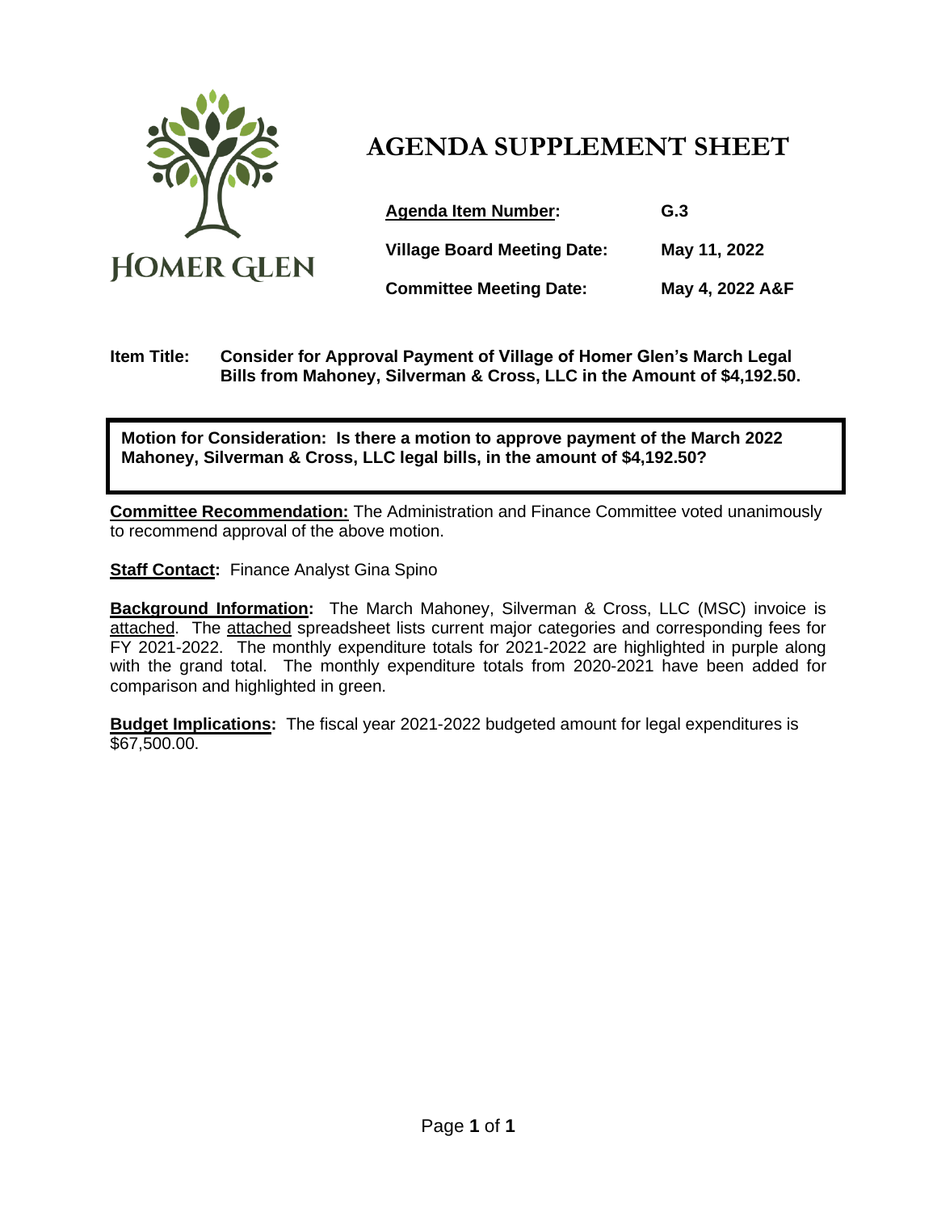HOMER GLEN

# AGENDA SUPPLEMENT SHEET

| | |
|---|---|
| **Agenda Item Number:** | **G.3** |
| **Village Board Meeting Date:** | **May 11, 2022** |
| **Committee Meeting Date:** | **May 4, 2022 A&F** |

**Item Title:** **Consider for Approval Payment of Village of Homer Glen's March Legal Bills from Mahoney, Silverman & Cross, LLC in the Amount of $4,192.50.**

**Motion for Consideration: Is there a motion to approve payment of the March 2022 Mahoney, Silverman & Cross, LLC legal bills, in the amount of $4,192.50?**

**Committee Recommendation:** The Administration and Finance Committee voted unanimously to recommend approval of the above motion.

**Staff Contact:** Finance Analyst Gina Spino

**Background Information:** The March Mahoney, Silverman & Cross, LLC (MSC) invoice is attached. The attached spreadsheet lists current major categories and corresponding fees for FY 2021-2022. The monthly expenditure totals for 2021-2022 are highlighted in purple along with the grand total. The monthly expenditure totals from 2020-2021 have been added for comparison and highlighted in green.

**Budget Implications:** The fiscal year 2021-2022 budgeted amount for legal expenditures is $67,500.00.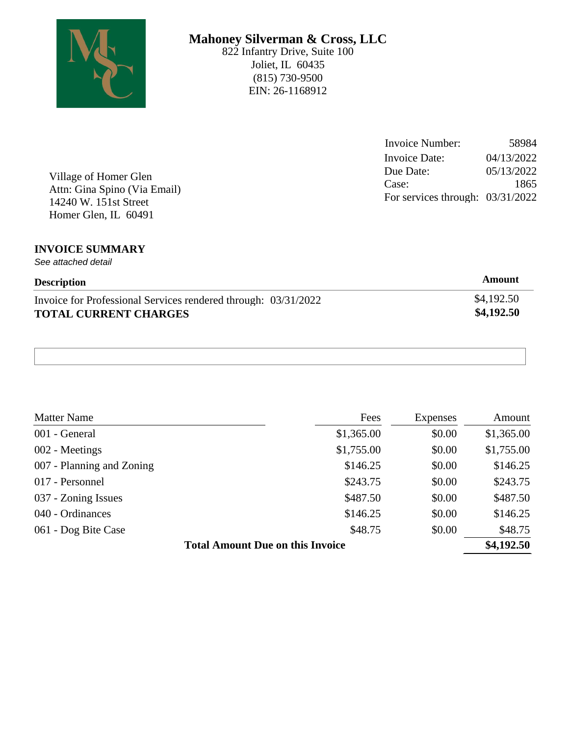**Mahoney Silverman & Cross, LLC**
822 Infantry Drive, Suite 100
Joliet, IL 60435
(815) 730-9500
EIN: 26-1168912

Village of Homer Glen
Attn: Gina Spino (Via Email)
14240 W. 151st Street
Homer Glen, IL 60491

| | |
|---|---|
| Invoice Number: | 58984 |
| Invoice Date: | 04/13/2022 |
| Due Date: | 05/13/2022 |
| Case: | 1865 |
| For services through: | 03/31/2022 |

## INVOICE SUMMARY

*See attached detail*

| Description | Amount |
|---|---|
| Invoice for Professional Services rendered through: 03/31/2022 | $4,192.50 |
| **TOTAL CURRENT CHARGES** | **$4,192.50** |

| Matter Name | Fees | Expenses | Amount |
|---|---|---|---|
| 001 - General | $1,365.00 | $0.00 | $1,365.00 |
| 002 - Meetings | $1,755.00 | $0.00 | $1,755.00 |
| 007 - Planning and Zoning | $146.25 | $0.00 | $146.25 |
| 017 - Personnel | $243.75 | $0.00 | $243.75 |
| 037 - Zoning Issues | $487.50 | $0.00 | $487.50 |
| 040 - Ordinances | $146.25 | $0.00 | $146.25 |
| 061 - Dog Bite Case | $48.75 | $0.00 | $48.75 |
| **Total Amount Due on this Invoice** | | | **$4,192.50** |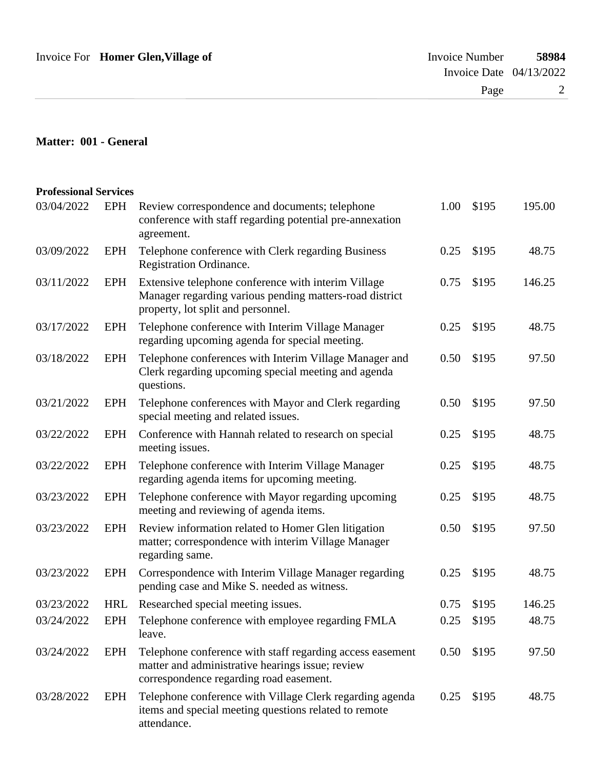Invoice For **Homer Glen,Village of**

Invoice Number **58984**
Invoice Date 04/13/2022

**Matter: 001 - General**

**Professional Services**

| | | | | | |
|---|---|---|---|---|---|
| 03/04/2022 | EPH | Review correspondence and documents; telephone conference with staff regarding potential pre-annexation agreement. | 1.00 | $195 | 195.00 |
| 03/09/2022 | EPH | Telephone conference with Clerk regarding Business Registration Ordinance. | 0.25 | $195 | 48.75 |
| 03/11/2022 | EPH | Extensive telephone conference with interim Village Manager regarding various pending matters-road district property, lot split and personnel. | 0.75 | $195 | 146.25 |
| 03/17/2022 | EPH | Telephone conference with Interim Village Manager regarding upcoming agenda for special meeting. | 0.25 | $195 | 48.75 |
| 03/18/2022 | EPH | Telephone conferences with Interim Village Manager and Clerk regarding upcoming special meeting and agenda questions. | 0.50 | $195 | 97.50 |
| 03/21/2022 | EPH | Telephone conferences with Mayor and Clerk regarding special meeting and related issues. | 0.50 | $195 | 97.50 |
| 03/22/2022 | EPH | Conference with Hannah related to research on special meeting issues. | 0.25 | $195 | 48.75 |
| 03/22/2022 | EPH | Telephone conference with Interim Village Manager regarding agenda items for upcoming meeting. | 0.25 | $195 | 48.75 |
| 03/23/2022 | EPH | Telephone conference with Mayor regarding upcoming meeting and reviewing of agenda items. | 0.25 | $195 | 48.75 |
| 03/23/2022 | EPH | Review information related to Homer Glen litigation matter; correspondence with interim Village Manager regarding same. | 0.50 | $195 | 97.50 |
| 03/23/2022 | EPH | Correspondence with Interim Village Manager regarding pending case and Mike S. needed as witness. | 0.25 | $195 | 48.75 |
| 03/23/2022 | HRL | Researched special meeting issues. | 0.75 | $195 | 146.25 |
| 03/24/2022 | EPH | Telephone conference with employee regarding FMLA leave. | 0.25 | $195 | 48.75 |
| 03/24/2022 | EPH | Telephone conference with staff regarding access easement matter and administrative hearings issue; review correspondence regarding road easement. | 0.50 | $195 | 97.50 |
| 03/28/2022 | EPH | Telephone conference with Village Clerk regarding agenda items and special meeting questions related to remote attendance. | 0.25 | $195 | 48.75 |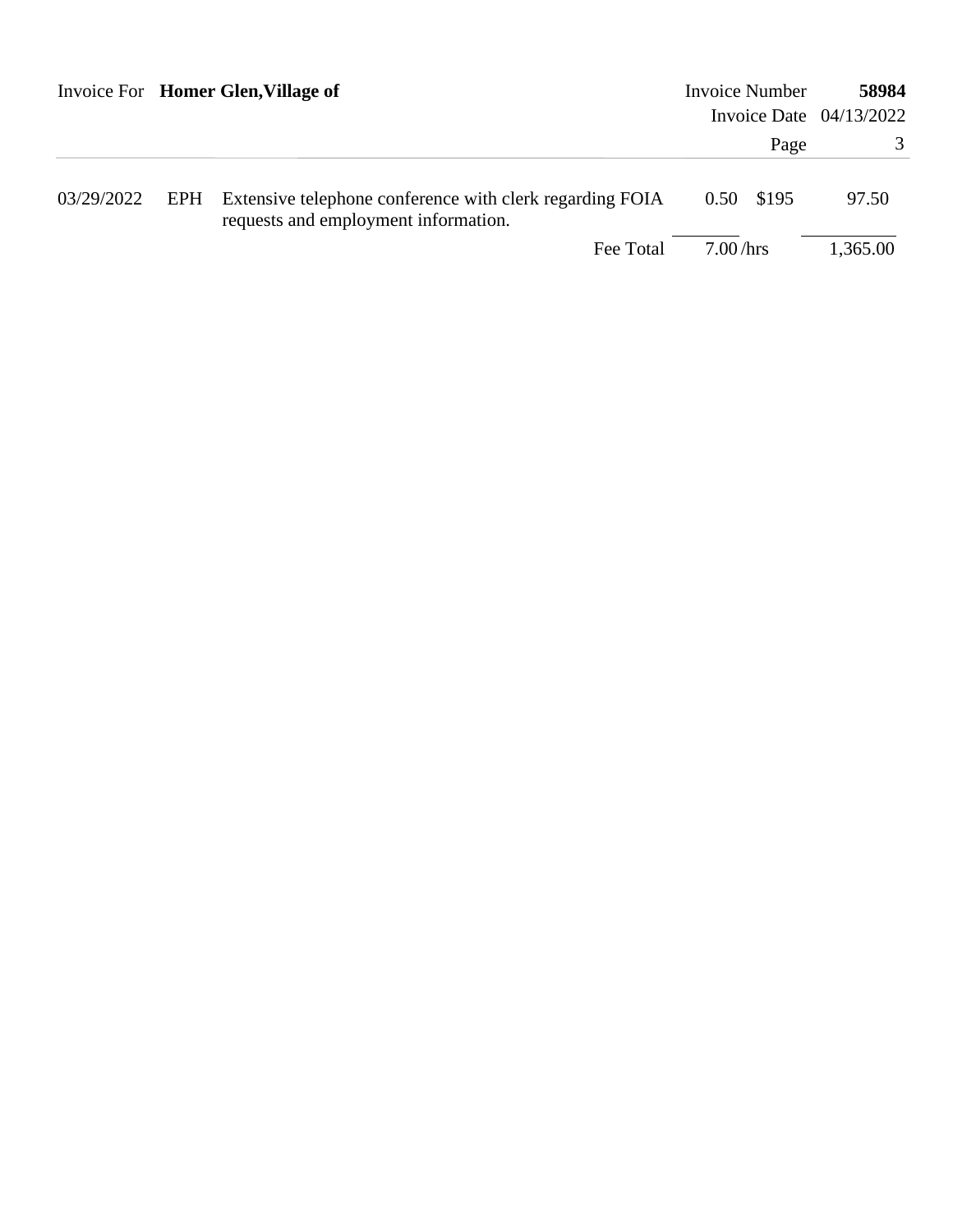Invoice For **Homer Glen,Village of**

Invoice Number **58984**
Invoice Date 04/13/2022

| | | | | | |
|---|---|---|---|---|---|
| 03/29/2022 | EPH | Extensive telephone conference with clerk regarding FOIA requests and employment information. | 0.50 | $195 | 97.50 |
| | | Fee Total | 7.00 /hrs | | 1,365.00 |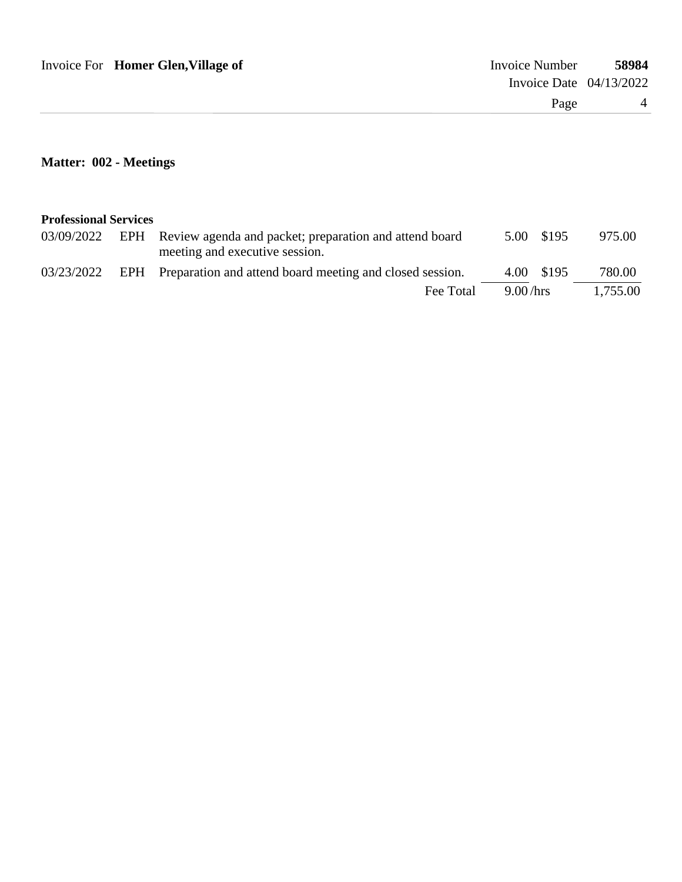Invoice For **Homer Glen,Village of**

Invoice Number **58984**
Invoice Date 04/13/2022

## Matter: 002 - Meetings

**Professional Services**

| | | | | | |
|---|---|---|---|---|---|
| 03/09/2022 | EPH | Review agenda and packet; preparation and attend board meeting and executive session. | 5.00 | $195 | 975.00 |
| 03/23/2022 | EPH | Preparation and attend board meeting and closed session. | 4.00 | $195 | 780.00 |
| | | Fee Total | 9.00 /hrs | | 1,755.00 |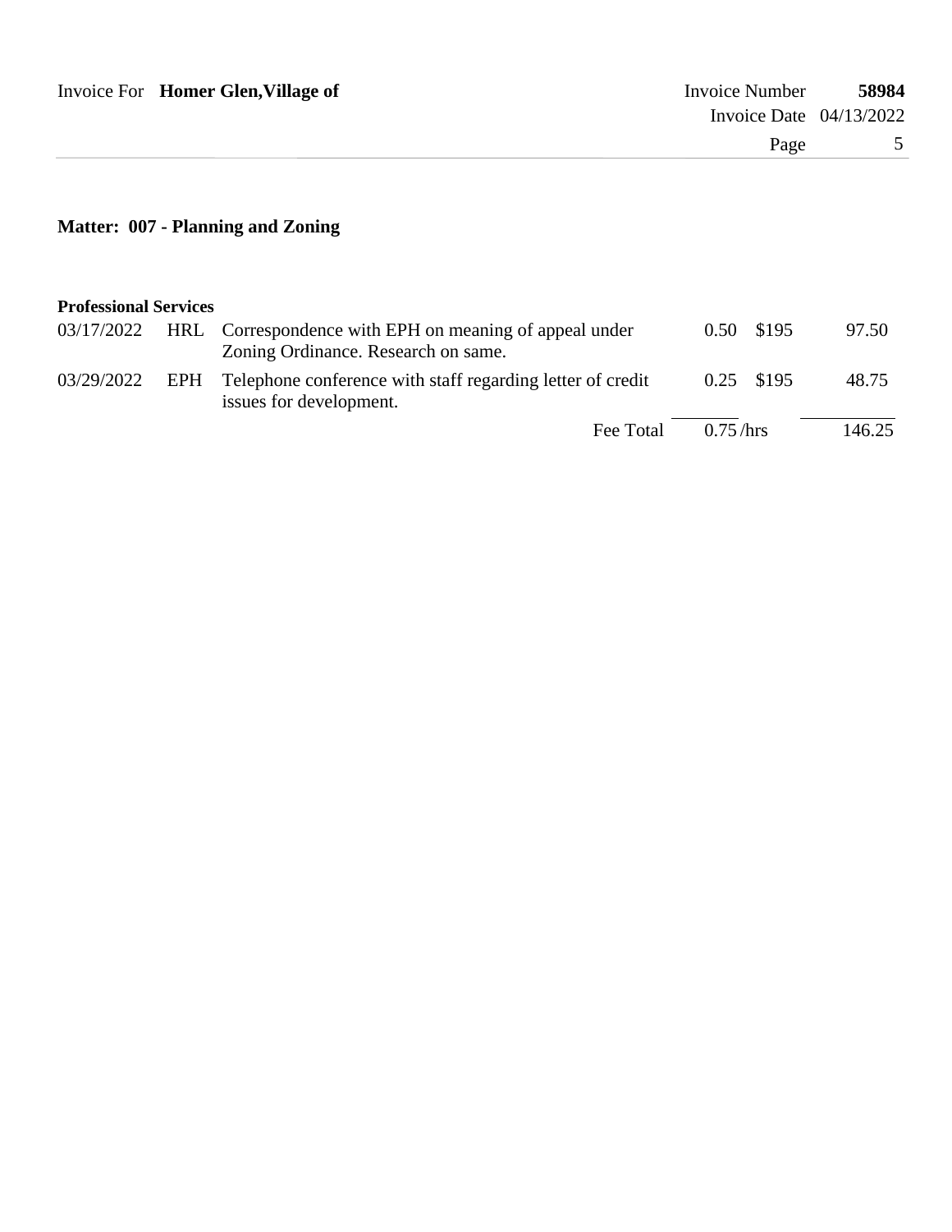Invoice For **Homer Glen,Village of**

Invoice Number **58984**
Invoice Date 04/13/2022

## Matter: 007 - Planning and Zoning

**Professional Services**

| | | | | | |
|---|---|---|---|---|---|
| 03/17/2022 | HRL | Correspondence with EPH on meaning of appeal under Zoning Ordinance. Research on same. | 0.50 | $195 | 97.50 |
| 03/29/2022 | EPH | Telephone conference with staff regarding letter of credit issues for development. | 0.25 | $195 | 48.75 |
| | | Fee Total | 0.75 /hrs | | 146.25 |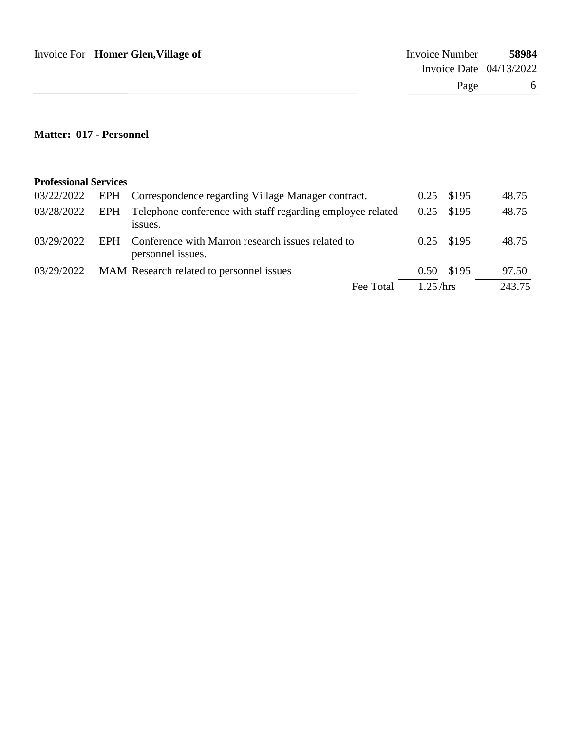Invoice For **Homer Glen,Village of**

Invoice Number **58984**
Invoice Date 04/13/2022

**Matter: 017 - Personnel**

**Professional Services**

| | | | | | |
|---|---|---|---|---|---|
| 03/22/2022 | EPH | Correspondence regarding Village Manager contract. | 0.25 | $195 | 48.75 |
| 03/28/2022 | EPH | Telephone conference with staff regarding employee related issues. | 0.25 | $195 | 48.75 |
| 03/29/2022 | EPH | Conference with Marron research issues related to personnel issues. | 0.25 | $195 | 48.75 |
| 03/29/2022 | MAM | Research related to personnel issues | 0.50 | $195 | 97.50 |
| | | Fee Total | 1.25 /hrs | | 243.75 |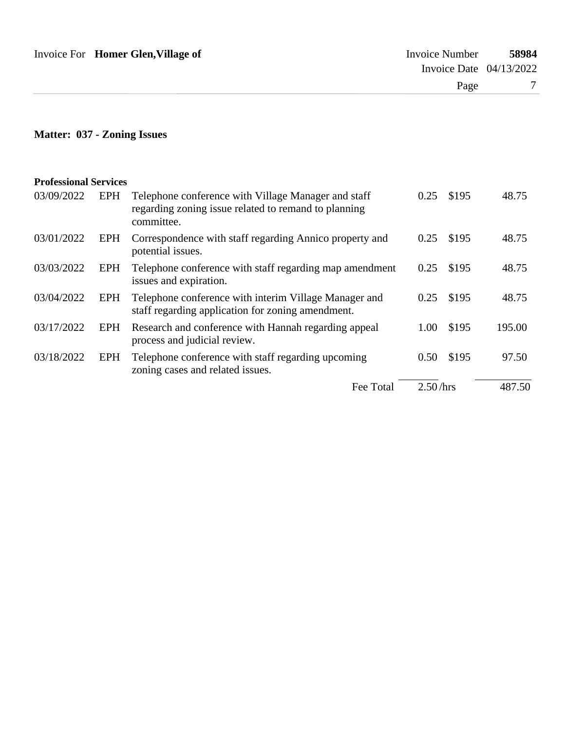Invoice For **Homer Glen,Village of**

Invoice Number **58984**
Invoice Date 04/13/2022

## Matter: 037 - Zoning Issues

**Professional Services**

| | | | | | |
|---|---|---|---|---|---|
| 03/09/2022 | EPH | Telephone conference with Village Manager and staff regarding zoning issue related to remand to planning committee. | 0.25 | $195 | 48.75 |
| 03/01/2022 | EPH | Correspondence with staff regarding Annico property and potential issues. | 0.25 | $195 | 48.75 |
| 03/03/2022 | EPH | Telephone conference with staff regarding map amendment issues and expiration. | 0.25 | $195 | 48.75 |
| 03/04/2022 | EPH | Telephone conference with interim Village Manager and staff regarding application for zoning amendment. | 0.25 | $195 | 48.75 |
| 03/17/2022 | EPH | Research and conference with Hannah regarding appeal process and judicial review. | 1.00 | $195 | 195.00 |
| 03/18/2022 | EPH | Telephone conference with staff regarding upcoming zoning cases and related issues. | 0.50 | $195 | 97.50 |
| | | Fee Total | 2.50 /hrs | | 487.50 |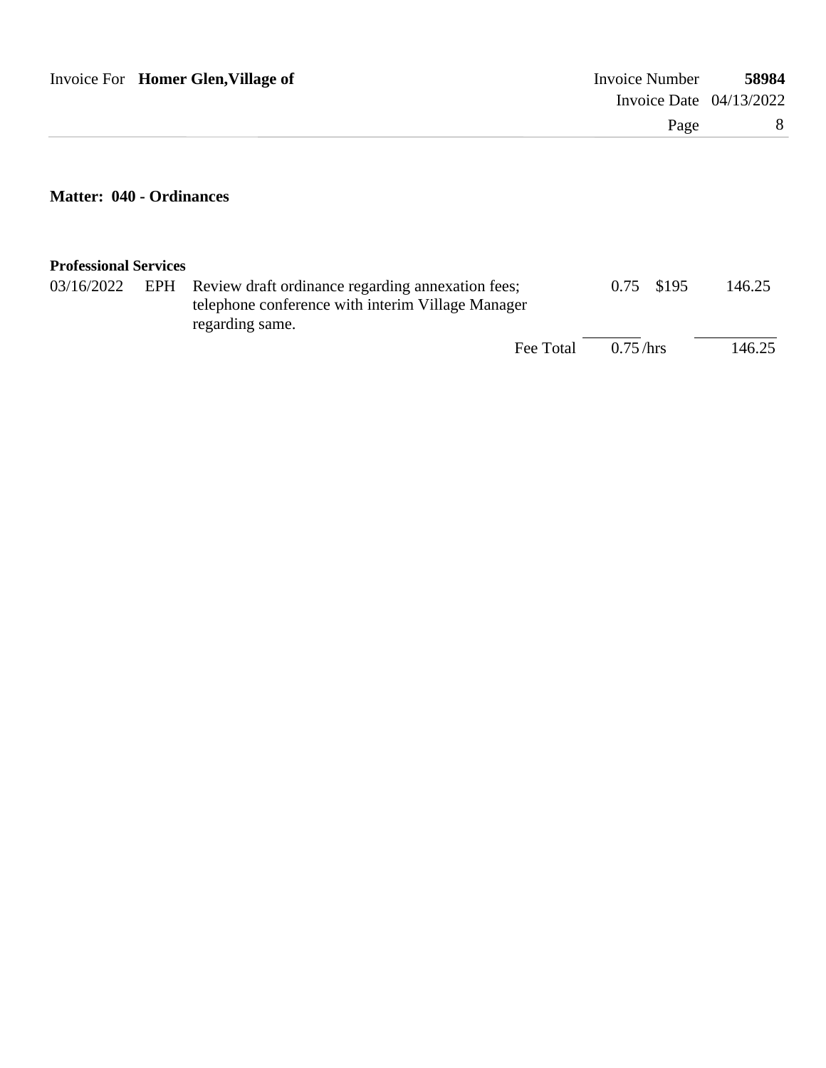Invoice For **Homer Glen,Village of**

Invoice Number **58984**
Invoice Date 04/13/2022

**Matter: 040 - Ordinances**

**Professional Services**

| | | | | | |
|---|---|---|---|---|---|
| 03/16/2022 | EPH | Review draft ordinance regarding annexation fees; telephone conference with interim Village Manager regarding same. | 0.75 | $195 | 146.25 |
| | | Fee Total | 0.75 /hrs | | 146.25 |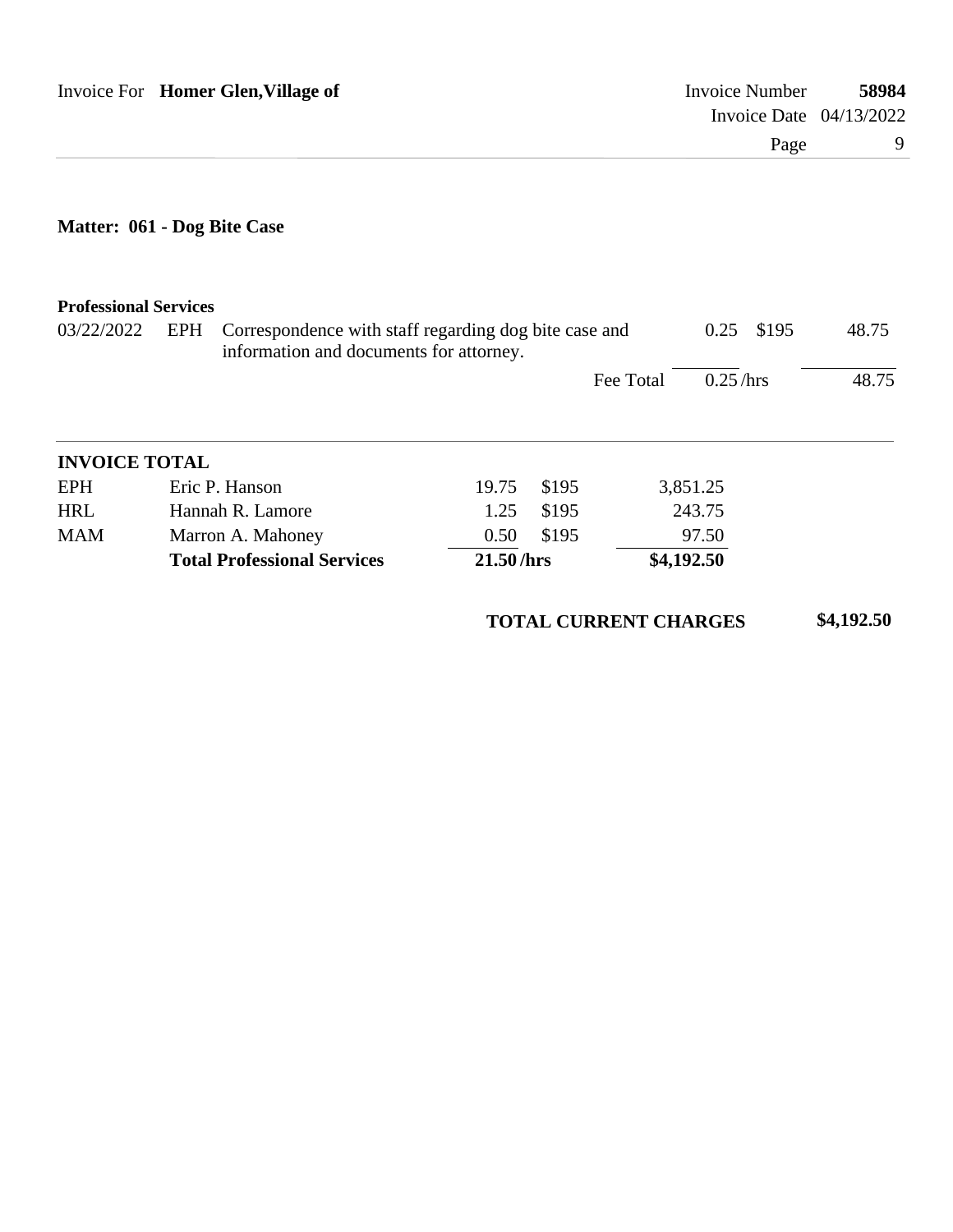## Matter: 061 - Dog Bite Case

**Professional Services**

| | | | | | |
|---|---|---|---|---|---|
| 03/22/2022 | EPH | Correspondence with staff regarding dog bite case and information and documents for attorney. | 0.25 | $195 | 48.75 |
| | | Fee Total | 0.25 /hrs | | 48.75 |

**INVOICE TOTAL**

| | | | | |
|---|---|---|---|---|
| EPH | Eric P. Hanson | 19.75 | $195 | 3,851.25 |
| HRL | Hannah R. Lamore | 1.25 | $195 | 243.75 |
| MAM | Marron A. Mahoney | 0.50 | $195 | 97.50 |
| | **Total Professional Services** | **21.50 /hrs** | | **$4,192.50** |

**TOTAL CURRENT CHARGES** **$4,192.50**